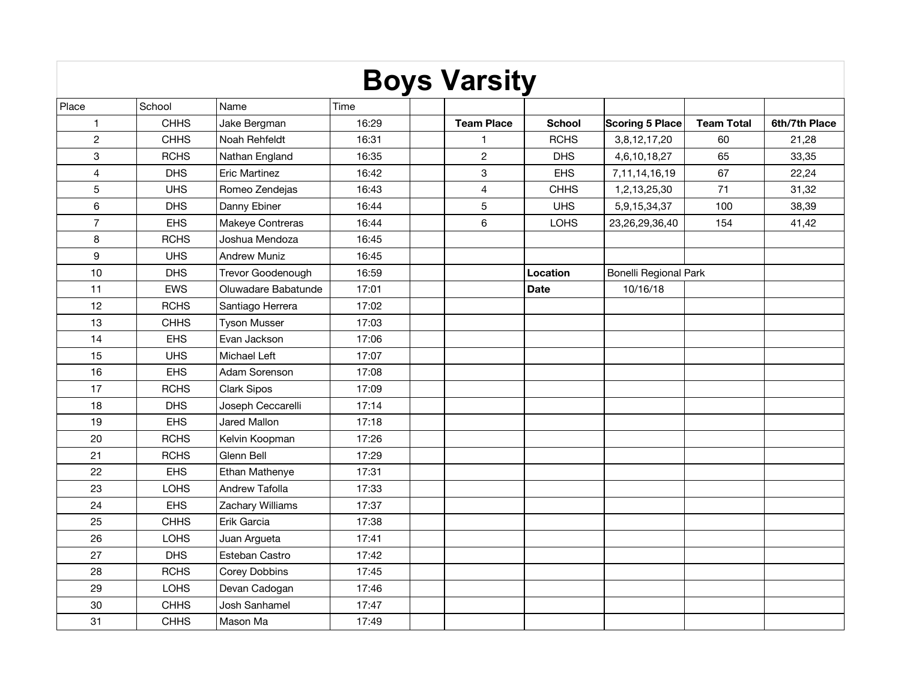# Boys Varsity

| Place | School | Name | Time | | | | | | |
|---|---|---|---|---|---|---|---|---|---|
| 1 | CHHS | Jake Bergman | 16:29 | | **Team Place** | **School** | **Scoring 5 Place** | **Team Total** | **6th/7th Place** |
| 2 | CHHS | Noah Rehfeldt | 16:31 | | 1 | RCHS | 3,8,12,17,20 | 60 | 21,28 |
| 3 | RCHS | Nathan England | 16:35 | | 2 | DHS | 4,6,10,18,27 | 65 | 33,35 |
| 4 | DHS | Eric Martinez | 16:42 | | 3 | EHS | 7,11,14,16,19 | 67 | 22,24 |
| 5 | UHS | Romeo Zendejas | 16:43 | | 4 | CHHS | 1,2,13,25,30 | 71 | 31,32 |
| 6 | DHS | Danny Ebiner | 16:44 | | 5 | UHS | 5,9,15,34,37 | 100 | 38,39 |
| 7 | EHS | Makeye Contreras | 16:44 | | 6 | LOHS | 23,26,29,36,40 | 154 | 41,42 |
| 8 | RCHS | Joshua Mendoza | 16:45 | | | | | | |
| 9 | UHS | Andrew Muniz | 16:45 | | | | | | |
| 10 | DHS | Trevor Goodenough | 16:59 | | | **Location** | Bonelli Regional Park | | |
| 11 | EWS | Oluwadare Babatunde | 17:01 | | | **Date** | 10/16/18 | | |
| 12 | RCHS | Santiago Herrera | 17:02 | | | | | | |
| 13 | CHHS | Tyson Musser | 17:03 | | | | | | |
| 14 | EHS | Evan Jackson | 17:06 | | | | | | |
| 15 | UHS | Michael Left | 17:07 | | | | | | |
| 16 | EHS | Adam Sorenson | 17:08 | | | | | | |
| 17 | RCHS | Clark Sipos | 17:09 | | | | | | |
| 18 | DHS | Joseph Ceccarelli | 17:14 | | | | | | |
| 19 | EHS | Jared Mallon | 17:18 | | | | | | |
| 20 | RCHS | Kelvin Koopman | 17:26 | | | | | | |
| 21 | RCHS | Glenn Bell | 17:29 | | | | | | |
| 22 | EHS | Ethan Mathenye | 17:31 | | | | | | |
| 23 | LOHS | Andrew Tafolla | 17:33 | | | | | | |
| 24 | EHS | Zachary Williams | 17:37 | | | | | | |
| 25 | CHHS | Erik Garcia | 17:38 | | | | | | |
| 26 | LOHS | Juan Argueta | 17:41 | | | | | | |
| 27 | DHS | Esteban Castro | 17:42 | | | | | | |
| 28 | RCHS | Corey Dobbins | 17:45 | | | | | | |
| 29 | LOHS | Devan Cadogan | 17:46 | | | | | | |
| 30 | CHHS | Josh Sanhamel | 17:47 | | | | | | |
| 31 | CHHS | Mason Ma | 17:49 | | | | | | |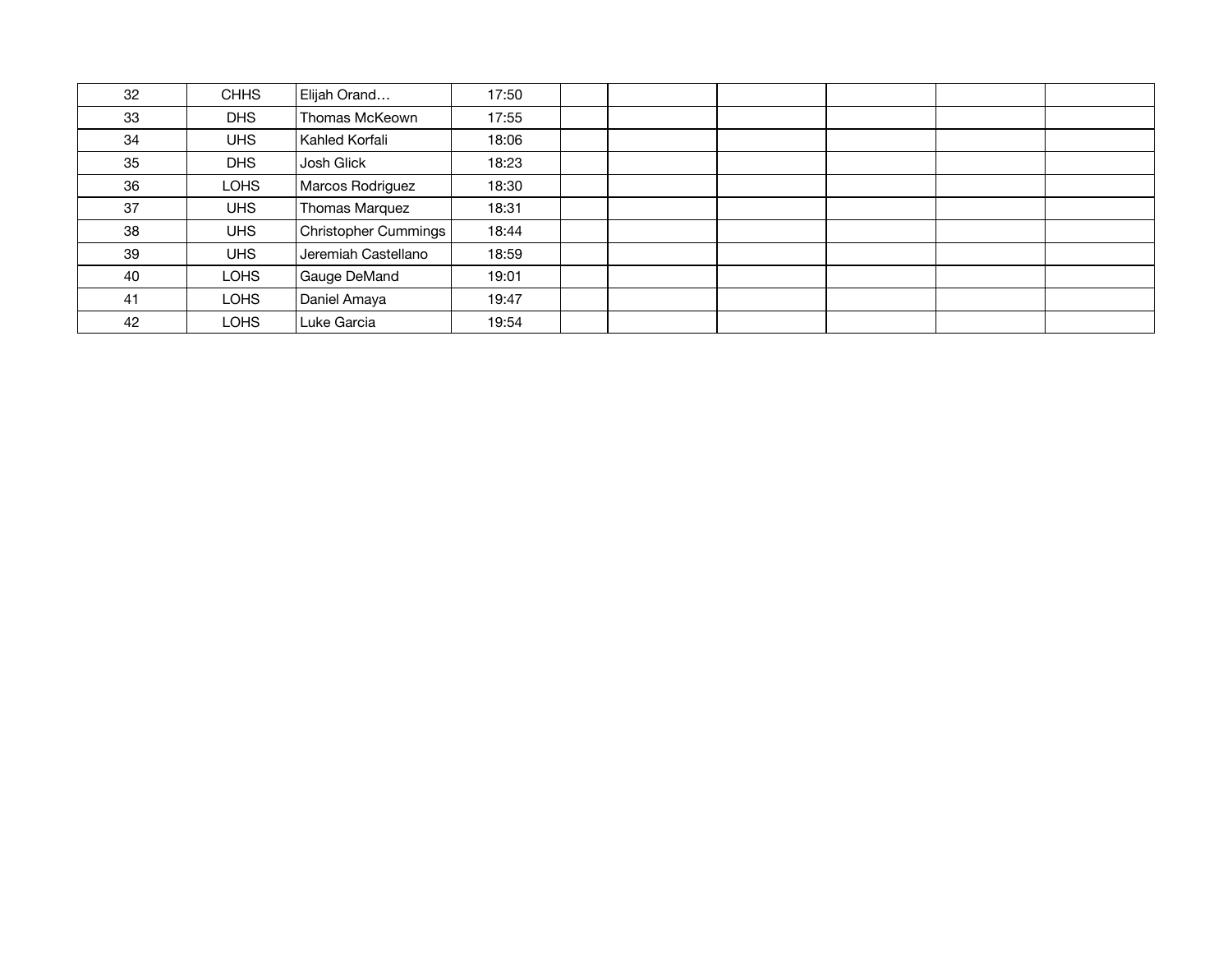| | | | | | | | | | |
|---|---|---|---|---|---|---|---|---|---|
| 32 | CHHS | Elijah Orand… | 17:50 | | | | | | |
| 33 | DHS | Thomas McKeown | 17:55 | | | | | | |
| 34 | UHS | Kahled Korfali | 18:06 | | | | | | |
| 35 | DHS | Josh Glick | 18:23 | | | | | | |
| 36 | LOHS | Marcos Rodriguez | 18:30 | | | | | | |
| 37 | UHS | Thomas Marquez | 18:31 | | | | | | |
| 38 | UHS | Christopher Cummings | 18:44 | | | | | | |
| 39 | UHS | Jeremiah Castellano | 18:59 | | | | | | |
| 40 | LOHS | Gauge DeMand | 19:01 | | | | | | |
| 41 | LOHS | Daniel Amaya | 19:47 | | | | | | |
| 42 | LOHS | Luke Garcia | 19:54 | | | | | | |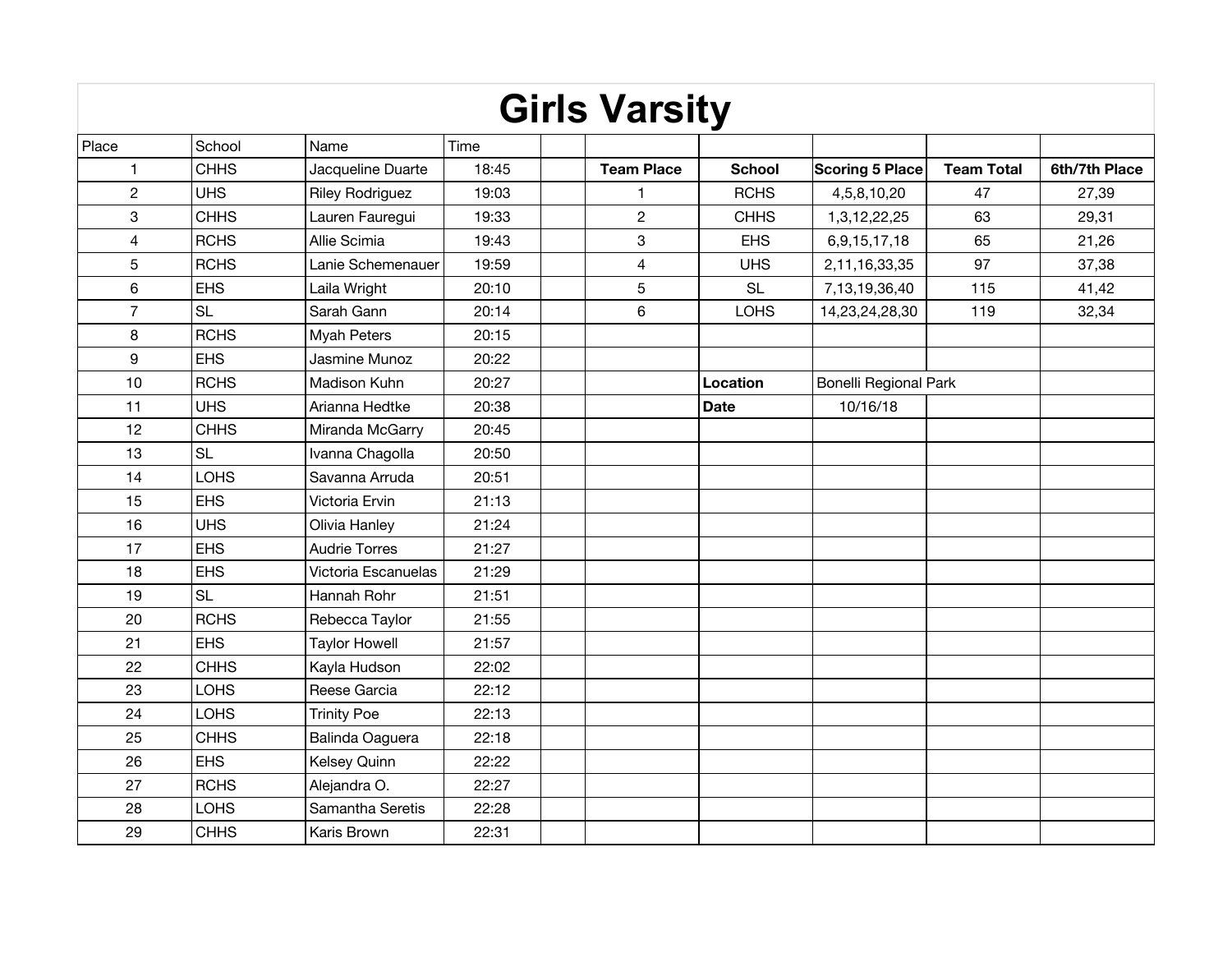# Girls Varsity

| Place | School | Name | Time |
|---|---|---|---|
| 1 | CHHS | Jacqueline Duarte | 18:45 |
| 2 | UHS | Riley Rodriguez | 19:03 |
| 3 | CHHS | Lauren Fauregui | 19:33 |
| 4 | RCHS | Allie Scimia | 19:43 |
| 5 | RCHS | Lanie Schemenauer | 19:59 |
| 6 | EHS | Laila Wright | 20:10 |
| 7 | SL | Sarah Gann | 20:14 |
| 8 | RCHS | Myah Peters | 20:15 |
| 9 | EHS | Jasmine Munoz | 20:22 |
| 10 | RCHS | Madison Kuhn | 20:27 |
| 11 | UHS | Arianna Hedtke | 20:38 |
| 12 | CHHS | Miranda McGarry | 20:45 |
| 13 | SL | Ivanna Chagolla | 20:50 |
| 14 | LOHS | Savanna Arruda | 20:51 |
| 15 | EHS | Victoria Ervin | 21:13 |
| 16 | UHS | Olivia Hanley | 21:24 |
| 17 | EHS | Audrie Torres | 21:27 |
| 18 | EHS | Victoria Escanuelas | 21:29 |
| 19 | SL | Hannah Rohr | 21:51 |
| 20 | RCHS | Rebecca Taylor | 21:55 |
| 21 | EHS | Taylor Howell | 21:57 |
| 22 | CHHS | Kayla Hudson | 22:02 |
| 23 | LOHS | Reese Garcia | 22:12 |
| 24 | LOHS | Trinity Poe | 22:13 |
| 25 | CHHS | Balinda Oaguera | 22:18 |
| 26 | EHS | Kelsey Quinn | 22:22 |
| 27 | RCHS | Alejandra O. | 22:27 |
| 28 | LOHS | Samantha Seretis | 22:28 |
| 29 | CHHS | Karis Brown | 22:31 |

| Team Place | School | Scoring 5 Place | Team Total | 6th/7th Place |
|---|---|---|---|---|
| 1 | RCHS | 4,5,8,10,20 | 47 | 27,39 |
| 2 | CHHS | 1,3,12,22,25 | 63 | 29,31 |
| 3 | EHS | 6,9,15,17,18 | 65 | 21,26 |
| 4 | UHS | 2,11,16,33,35 | 97 | 37,38 |
| 5 | SL | 7,13,19,36,40 | 115 | 41,42 |
| 6 | LOHS | 14,23,24,28,30 | 119 | 32,34 |

**Location**: Bonelli Regional Park

**Date**: 10/16/18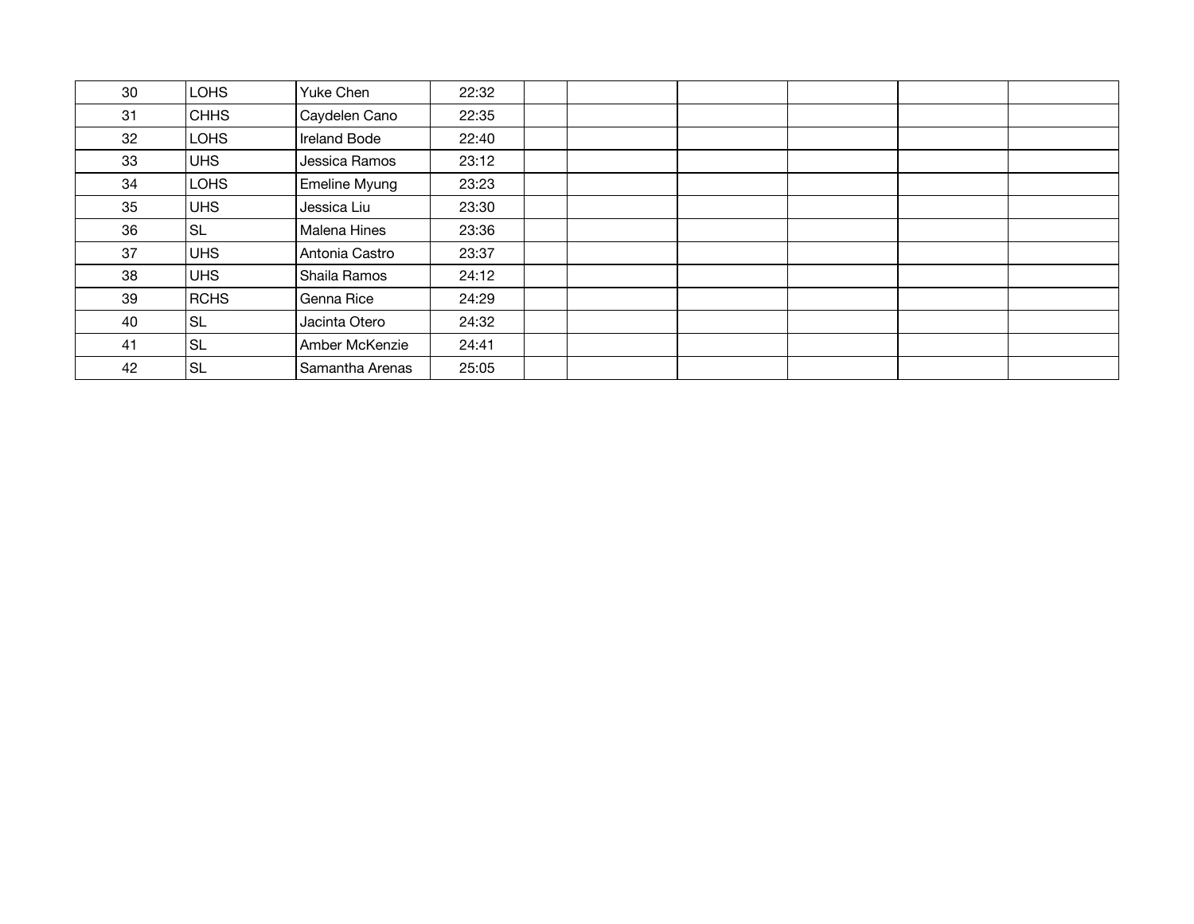| | | | | | | | | | |
|---|---|---|---|---|---|---|---|---|---|
| 30 | LOHS | Yuke Chen | 22:32 | | | | | | |
| 31 | CHHS | Caydelen Cano | 22:35 | | | | | | |
| 32 | LOHS | Ireland Bode | 22:40 | | | | | | |
| 33 | UHS | Jessica Ramos | 23:12 | | | | | | |
| 34 | LOHS | Emeline Myung | 23:23 | | | | | | |
| 35 | UHS | Jessica Liu | 23:30 | | | | | | |
| 36 | SL | Malena Hines | 23:36 | | | | | | |
| 37 | UHS | Antonia Castro | 23:37 | | | | | | |
| 38 | UHS | Shaila Ramos | 24:12 | | | | | | |
| 39 | RCHS | Genna Rice | 24:29 | | | | | | |
| 40 | SL | Jacinta Otero | 24:32 | | | | | | |
| 41 | SL | Amber McKenzie | 24:41 | | | | | | |
| 42 | SL | Samantha Arenas | 25:05 | | | | | | |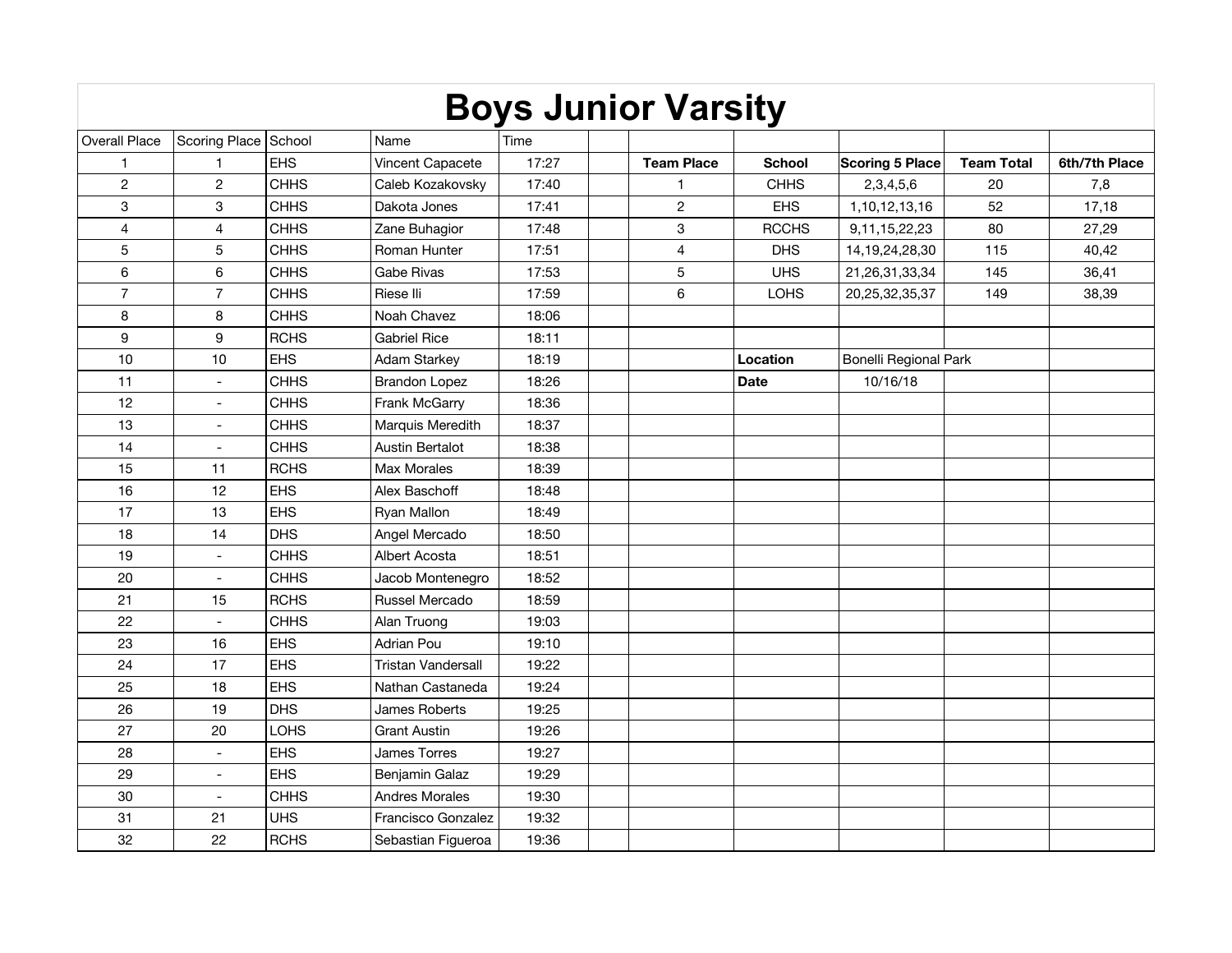# Boys Junior Varsity

| Overall Place | Scoring Place | School | Name | Time |
|---|---|---|---|---|
| 1 | 1 | EHS | Vincent Capacete | 17:27 |
| 2 | 2 | CHHS | Caleb Kozakovsky | 17:40 |
| 3 | 3 | CHHS | Dakota Jones | 17:41 |
| 4 | 4 | CHHS | Zane Buhagior | 17:48 |
| 5 | 5 | CHHS | Roman Hunter | 17:51 |
| 6 | 6 | CHHS | Gabe Rivas | 17:53 |
| 7 | 7 | CHHS | Riese Ili | 17:59 |
| 8 | 8 | CHHS | Noah Chavez | 18:06 |
| 9 | 9 | RCHS | Gabriel Rice | 18:11 |
| 10 | 10 | EHS | Adam Starkey | 18:19 |
| 11 | - | CHHS | Brandon Lopez | 18:26 |
| 12 | - | CHHS | Frank McGarry | 18:36 |
| 13 | - | CHHS | Marquis Meredith | 18:37 |
| 14 | - | CHHS | Austin Bertalot | 18:38 |
| 15 | 11 | RCHS | Max Morales | 18:39 |
| 16 | 12 | EHS | Alex Baschoff | 18:48 |
| 17 | 13 | EHS | Ryan Mallon | 18:49 |
| 18 | 14 | DHS | Angel Mercado | 18:50 |
| 19 | - | CHHS | Albert Acosta | 18:51 |
| 20 | - | CHHS | Jacob Montenegro | 18:52 |
| 21 | 15 | RCHS | Russel Mercado | 18:59 |
| 22 | - | CHHS | Alan Truong | 19:03 |
| 23 | 16 | EHS | Adrian Pou | 19:10 |
| 24 | 17 | EHS | Tristan Vandersall | 19:22 |
| 25 | 18 | EHS | Nathan Castaneda | 19:24 |
| 26 | 19 | DHS | James Roberts | 19:25 |
| 27 | 20 | LOHS | Grant Austin | 19:26 |
| 28 | - | EHS | James Torres | 19:27 |
| 29 | - | EHS | Benjamin Galaz | 19:29 |
| 30 | - | CHHS | Andres Morales | 19:30 |
| 31 | 21 | UHS | Francisco Gonzalez | 19:32 |
| 32 | 22 | RCHS | Sebastian Figueroa | 19:36 |

| Team Place | School | Scoring 5 Place | Team Total | 6th/7th Place |
|---|---|---|---|---|
| 1 | CHHS | 2,3,4,5,6 | 20 | 7,8 |
| 2 | EHS | 1,10,12,13,16 | 52 | 17,18 |
| 3 | RCCHS | 9,11,15,22,23 | 80 | 27,29 |
| 4 | DHS | 14,19,24,28,30 | 115 | 40,42 |
| 5 | UHS | 21,26,31,33,34 | 145 | 36,41 |
| 6 | LOHS | 20,25,32,35,37 | 149 | 38,39 |

**Location** Bonelli Regional Park

**Date** 10/16/18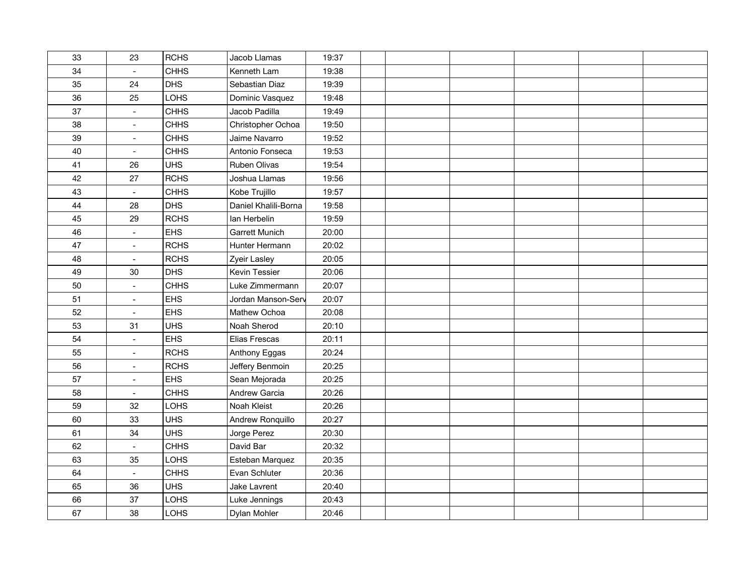| | | | | | | | | | | |
|---|---|---|---|---|---|---|---|---|---|---|
| 33 | 23 | RCHS | Jacob Llamas | 19:37 | | | | | | |
| 34 | - | CHHS | Kenneth Lam | 19:38 | | | | | | |
| 35 | 24 | DHS | Sebastian Diaz | 19:39 | | | | | | |
| 36 | 25 | LOHS | Dominic Vasquez | 19:48 | | | | | | |
| 37 | - | CHHS | Jacob Padilla | 19:49 | | | | | | |
| 38 | - | CHHS | Christopher Ochoa | 19:50 | | | | | | |
| 39 | - | CHHS | Jaime Navarro | 19:52 | | | | | | |
| 40 | - | CHHS | Antonio Fonseca | 19:53 | | | | | | |
| 41 | 26 | UHS | Ruben Olivas | 19:54 | | | | | | |
| 42 | 27 | RCHS | Joshua Llamas | 19:56 | | | | | | |
| 43 | - | CHHS | Kobe Trujillo | 19:57 | | | | | | |
| 44 | 28 | DHS | Daniel Khalili-Borna | 19:58 | | | | | | |
| 45 | 29 | RCHS | Ian Herbelin | 19:59 | | | | | | |
| 46 | - | EHS | Garrett Munich | 20:00 | | | | | | |
| 47 | - | RCHS | Hunter Hermann | 20:02 | | | | | | |
| 48 | - | RCHS | Zyeir Lasley | 20:05 | | | | | | |
| 49 | 30 | DHS | Kevin Tessier | 20:06 | | | | | | |
| 50 | - | CHHS | Luke Zimmermann | 20:07 | | | | | | |
| 51 | - | EHS | Jordan Manson-Serv | 20:07 | | | | | | |
| 52 | - | EHS | Mathew Ochoa | 20:08 | | | | | | |
| 53 | 31 | UHS | Noah Sherod | 20:10 | | | | | | |
| 54 | - | EHS | Elias Frescas | 20:11 | | | | | | |
| 55 | - | RCHS | Anthony Eggas | 20:24 | | | | | | |
| 56 | - | RCHS | Jeffery Benmoin | 20:25 | | | | | | |
| 57 | - | EHS | Sean Mejorada | 20:25 | | | | | | |
| 58 | - | CHHS | Andrew Garcia | 20:26 | | | | | | |
| 59 | 32 | LOHS | Noah Kleist | 20:26 | | | | | | |
| 60 | 33 | UHS | Andrew Ronquillo | 20:27 | | | | | | |
| 61 | 34 | UHS | Jorge Perez | 20:30 | | | | | | |
| 62 | - | CHHS | David Bar | 20:32 | | | | | | |
| 63 | 35 | LOHS | Esteban Marquez | 20:35 | | | | | | |
| 64 | - | CHHS | Evan Schluter | 20:36 | | | | | | |
| 65 | 36 | UHS | Jake Lavrent | 20:40 | | | | | | |
| 66 | 37 | LOHS | Luke Jennings | 20:43 | | | | | | |
| 67 | 38 | LOHS | Dylan Mohler | 20:46 | | | | | | |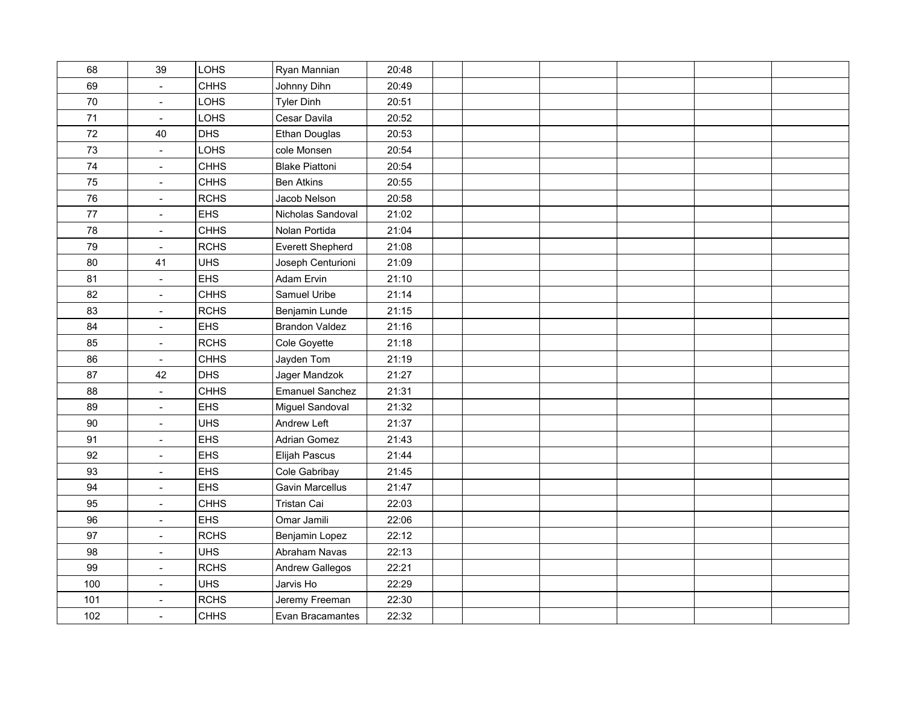| | | | | | | | | | | |
|---|---|---|---|---|---|---|---|---|---|---|
| 68 | 39 | LOHS | Ryan Mannian | 20:48 | | | | | | |
| 69 | - | CHHS | Johnny Dihn | 20:49 | | | | | | |
| 70 | - | LOHS | Tyler Dinh | 20:51 | | | | | | |
| 71 | - | LOHS | Cesar Davila | 20:52 | | | | | | |
| 72 | 40 | DHS | Ethan Douglas | 20:53 | | | | | | |
| 73 | - | LOHS | cole Monsen | 20:54 | | | | | | |
| 74 | - | CHHS | Blake Piattoni | 20:54 | | | | | | |
| 75 | - | CHHS | Ben Atkins | 20:55 | | | | | | |
| 76 | - | RCHS | Jacob Nelson | 20:58 | | | | | | |
| 77 | - | EHS | Nicholas Sandoval | 21:02 | | | | | | |
| 78 | - | CHHS | Nolan Portida | 21:04 | | | | | | |
| 79 | - | RCHS | Everett Shepherd | 21:08 | | | | | | |
| 80 | 41 | UHS | Joseph Centurioni | 21:09 | | | | | | |
| 81 | - | EHS | Adam Ervin | 21:10 | | | | | | |
| 82 | - | CHHS | Samuel Uribe | 21:14 | | | | | | |
| 83 | - | RCHS | Benjamin Lunde | 21:15 | | | | | | |
| 84 | - | EHS | Brandon Valdez | 21:16 | | | | | | |
| 85 | - | RCHS | Cole Goyette | 21:18 | | | | | | |
| 86 | - | CHHS | Jayden Tom | 21:19 | | | | | | |
| 87 | 42 | DHS | Jager Mandzok | 21:27 | | | | | | |
| 88 | - | CHHS | Emanuel Sanchez | 21:31 | | | | | | |
| 89 | - | EHS | Miguel Sandoval | 21:32 | | | | | | |
| 90 | - | UHS | Andrew Left | 21:37 | | | | | | |
| 91 | - | EHS | Adrian Gomez | 21:43 | | | | | | |
| 92 | - | EHS | Elijah Pascus | 21:44 | | | | | | |
| 93 | - | EHS | Cole Gabribay | 21:45 | | | | | | |
| 94 | - | EHS | Gavin Marcellus | 21:47 | | | | | | |
| 95 | - | CHHS | Tristan Cai | 22:03 | | | | | | |
| 96 | - | EHS | Omar Jamili | 22:06 | | | | | | |
| 97 | - | RCHS | Benjamin Lopez | 22:12 | | | | | | |
| 98 | - | UHS | Abraham Navas | 22:13 | | | | | | |
| 99 | - | RCHS | Andrew Gallegos | 22:21 | | | | | | |
| 100 | - | UHS | Jarvis Ho | 22:29 | | | | | | |
| 101 | - | RCHS | Jeremy Freeman | 22:30 | | | | | | |
| 102 | - | CHHS | Evan Bracamantes | 22:32 | | | | | | |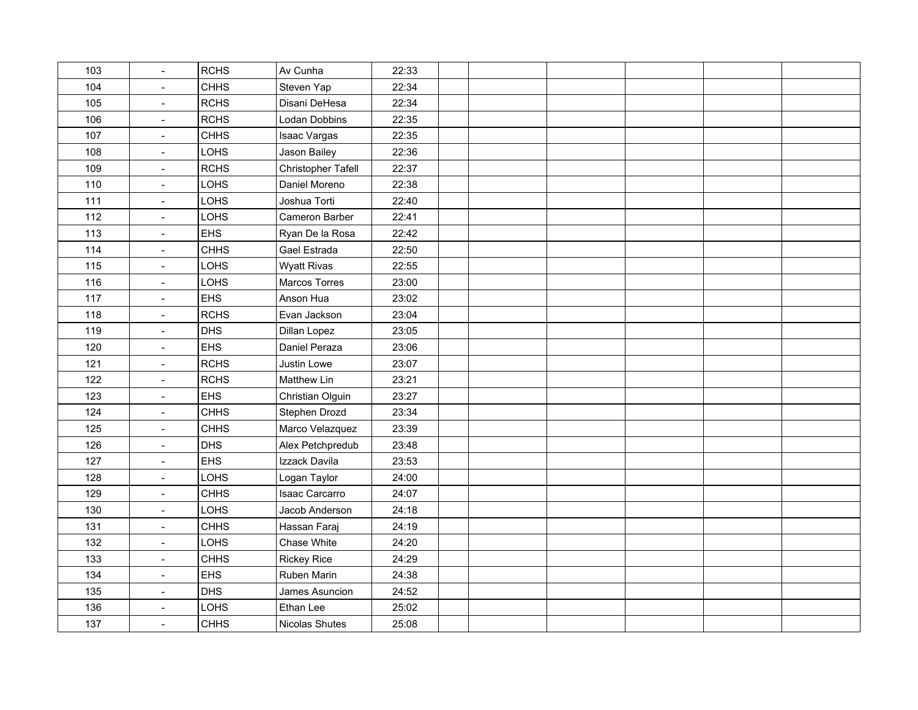| | | | | | | | | | | |
|---|---|---|---|---|---|---|---|---|---|---|
| 103 | - | RCHS | Av Cunha | 22:33 | | | | | | |
| 104 | - | CHHS | Steven Yap | 22:34 | | | | | | |
| 105 | - | RCHS | Disani DeHesa | 22:34 | | | | | | |
| 106 | - | RCHS | Lodan Dobbins | 22:35 | | | | | | |
| 107 | - | CHHS | Isaac Vargas | 22:35 | | | | | | |
| 108 | - | LOHS | Jason Bailey | 22:36 | | | | | | |
| 109 | - | RCHS | Christopher Tafell | 22:37 | | | | | | |
| 110 | - | LOHS | Daniel Moreno | 22:38 | | | | | | |
| 111 | - | LOHS | Joshua Torti | 22:40 | | | | | | |
| 112 | - | LOHS | Cameron Barber | 22:41 | | | | | | |
| 113 | - | EHS | Ryan De la Rosa | 22:42 | | | | | | |
| 114 | - | CHHS | Gael Estrada | 22:50 | | | | | | |
| 115 | - | LOHS | Wyatt Rivas | 22:55 | | | | | | |
| 116 | - | LOHS | Marcos Torres | 23:00 | | | | | | |
| 117 | - | EHS | Anson Hua | 23:02 | | | | | | |
| 118 | - | RCHS | Evan Jackson | 23:04 | | | | | | |
| 119 | - | DHS | Dillan Lopez | 23:05 | | | | | | |
| 120 | - | EHS | Daniel Peraza | 23:06 | | | | | | |
| 121 | - | RCHS | Justin Lowe | 23:07 | | | | | | |
| 122 | - | RCHS | Matthew Lin | 23:21 | | | | | | |
| 123 | - | EHS | Christian Olguin | 23:27 | | | | | | |
| 124 | - | CHHS | Stephen Drozd | 23:34 | | | | | | |
| 125 | - | CHHS | Marco Velazquez | 23:39 | | | | | | |
| 126 | - | DHS | Alex Petchpredub | 23:48 | | | | | | |
| 127 | - | EHS | Izzack Davila | 23:53 | | | | | | |
| 128 | - | LOHS | Logan Taylor | 24:00 | | | | | | |
| 129 | - | CHHS | Isaac Carcarro | 24:07 | | | | | | |
| 130 | - | LOHS | Jacob Anderson | 24:18 | | | | | | |
| 131 | - | CHHS | Hassan Faraj | 24:19 | | | | | | |
| 132 | - | LOHS | Chase White | 24:20 | | | | | | |
| 133 | - | CHHS | Rickey Rice | 24:29 | | | | | | |
| 134 | - | EHS | Ruben Marin | 24:38 | | | | | | |
| 135 | - | DHS | James Asuncion | 24:52 | | | | | | |
| 136 | - | LOHS | Ethan Lee | 25:02 | | | | | | |
| 137 | - | CHHS | Nicolas Shutes | 25:08 | | | | | | |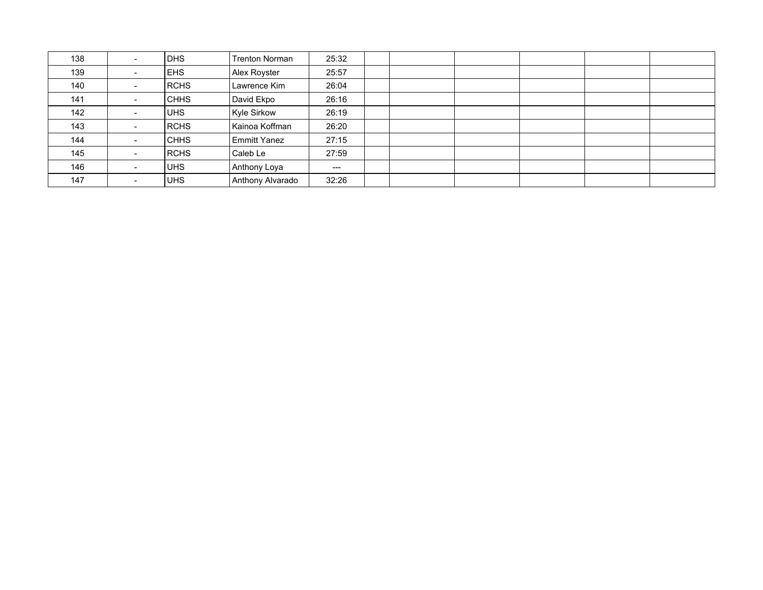| | | | | | | | | | | |
|---|---|---|---|---|---|---|---|---|---|---|
| 138 | - | DHS | Trenton Norman | 25:32 | | | | | | |
| 139 | - | EHS | Alex Royster | 25:57 | | | | | | |
| 140 | - | RCHS | Lawrence Kim | 26:04 | | | | | | |
| 141 | - | CHHS | David Ekpo | 26:16 | | | | | | |
| 142 | - | UHS | Kyle Sirkow | 26:19 | | | | | | |
| 143 | - | RCHS | Kainoa Koffman | 26:20 | | | | | | |
| 144 | - | CHHS | Emmitt Yanez | 27:15 | | | | | | |
| 145 | - | RCHS | Caleb Le | 27:59 | | | | | | |
| 146 | - | UHS | Anthony Loya | --- | | | | | | |
| 147 | - | UHS | Anthony Alvarado | 32:26 | | | | | | |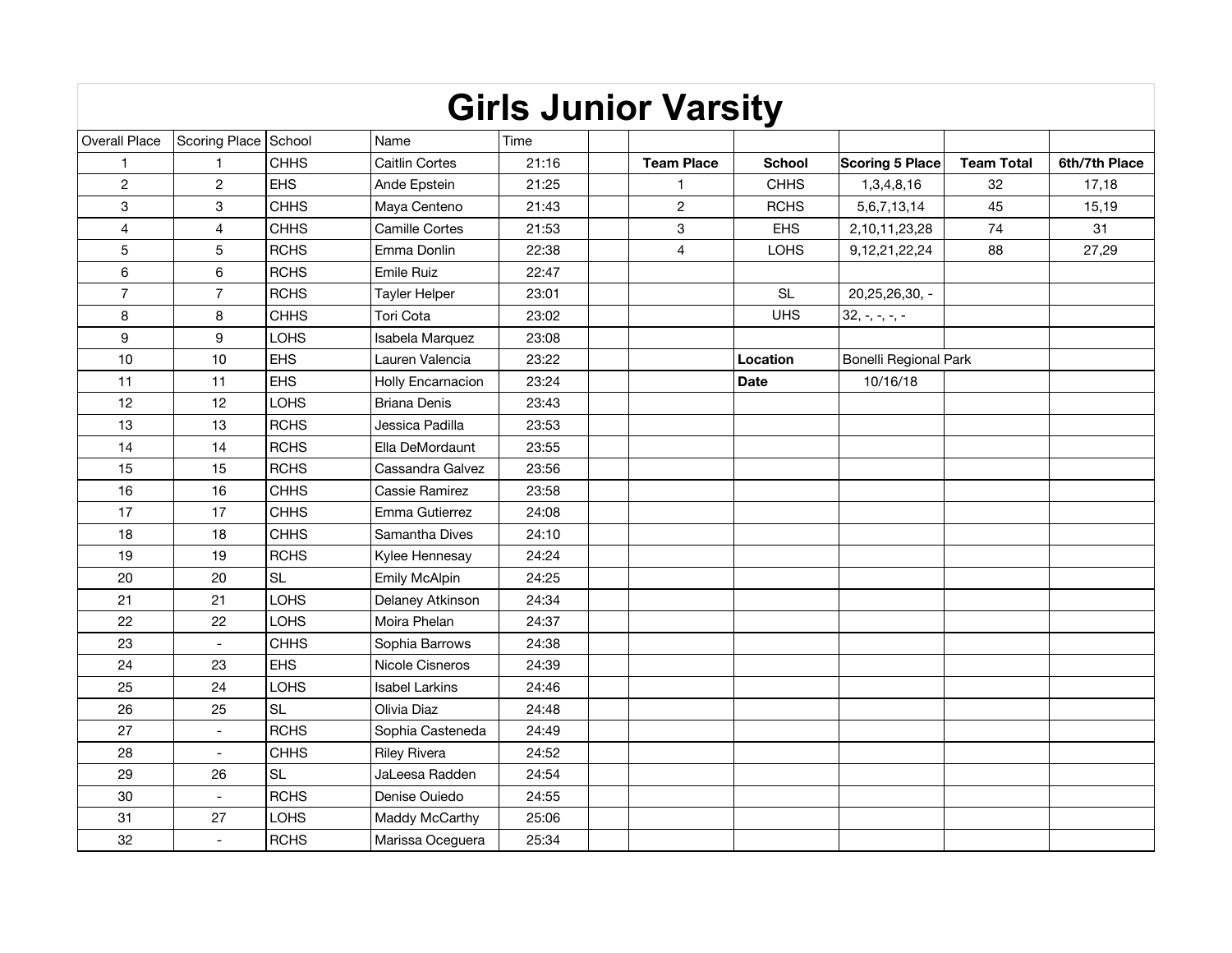# Girls Junior Varsity

| Overall Place | Scoring Place | School | Name | Time | | | | | | |
|---|---|---|---|---|---|---|---|---|---|---|
| 1 | 1 | CHHS | Caitlin Cortes | 21:16 | | **Team Place** | **School** | **Scoring 5 Place** | **Team Total** | **6th/7th Place** |
| 2 | 2 | EHS | Ande Epstein | 21:25 | | 1 | CHHS | 1,3,4,8,16 | 32 | 17,18 |
| 3 | 3 | CHHS | Maya Centeno | 21:43 | | 2 | RCHS | 5,6,7,13,14 | 45 | 15,19 |
| 4 | 4 | CHHS | Camille Cortes | 21:53 | | 3 | EHS | 2,10,11,23,28 | 74 | 31 |
| 5 | 5 | RCHS | Emma Donlin | 22:38 | | 4 | LOHS | 9,12,21,22,24 | 88 | 27,29 |
| 6 | 6 | RCHS | Emile Ruiz | 22:47 | | | | | | |
| 7 | 7 | RCHS | Tayler Helper | 23:01 | | | SL | 20,25,26,30, - | | |
| 8 | 8 | CHHS | Tori Cota | 23:02 | | | UHS | 32, -, -, -, - | | |
| 9 | 9 | LOHS | Isabela Marquez | 23:08 | | | | | | |
| 10 | 10 | EHS | Lauren Valencia | 23:22 | | | **Location** | Bonelli Regional Park | | |
| 11 | 11 | EHS | Holly Encarnacion | 23:24 | | | **Date** | 10/16/18 | | |
| 12 | 12 | LOHS | Briana Denis | 23:43 | | | | | | |
| 13 | 13 | RCHS | Jessica Padilla | 23:53 | | | | | | |
| 14 | 14 | RCHS | Ella DeMordaunt | 23:55 | | | | | | |
| 15 | 15 | RCHS | Cassandra Galvez | 23:56 | | | | | | |
| 16 | 16 | CHHS | Cassie Ramirez | 23:58 | | | | | | |
| 17 | 17 | CHHS | Emma Gutierrez | 24:08 | | | | | | |
| 18 | 18 | CHHS | Samantha Dives | 24:10 | | | | | | |
| 19 | 19 | RCHS | Kylee Hennesay | 24:24 | | | | | | |
| 20 | 20 | SL | Emily McAlpin | 24:25 | | | | | | |
| 21 | 21 | LOHS | Delaney Atkinson | 24:34 | | | | | | |
| 22 | 22 | LOHS | Moira Phelan | 24:37 | | | | | | |
| 23 | - | CHHS | Sophia Barrows | 24:38 | | | | | | |
| 24 | 23 | EHS | Nicole Cisneros | 24:39 | | | | | | |
| 25 | 24 | LOHS | Isabel Larkins | 24:46 | | | | | | |
| 26 | 25 | SL | Olivia Diaz | 24:48 | | | | | | |
| 27 | - | RCHS | Sophia Casteneda | 24:49 | | | | | | |
| 28 | - | CHHS | Riley Rivera | 24:52 | | | | | | |
| 29 | 26 | SL | JaLeesa Radden | 24:54 | | | | | | |
| 30 | - | RCHS | Denise Ouiedo | 24:55 | | | | | | |
| 31 | 27 | LOHS | Maddy McCarthy | 25:06 | | | | | | |
| 32 | - | RCHS | Marissa Oceguera | 25:34 | | | | | | |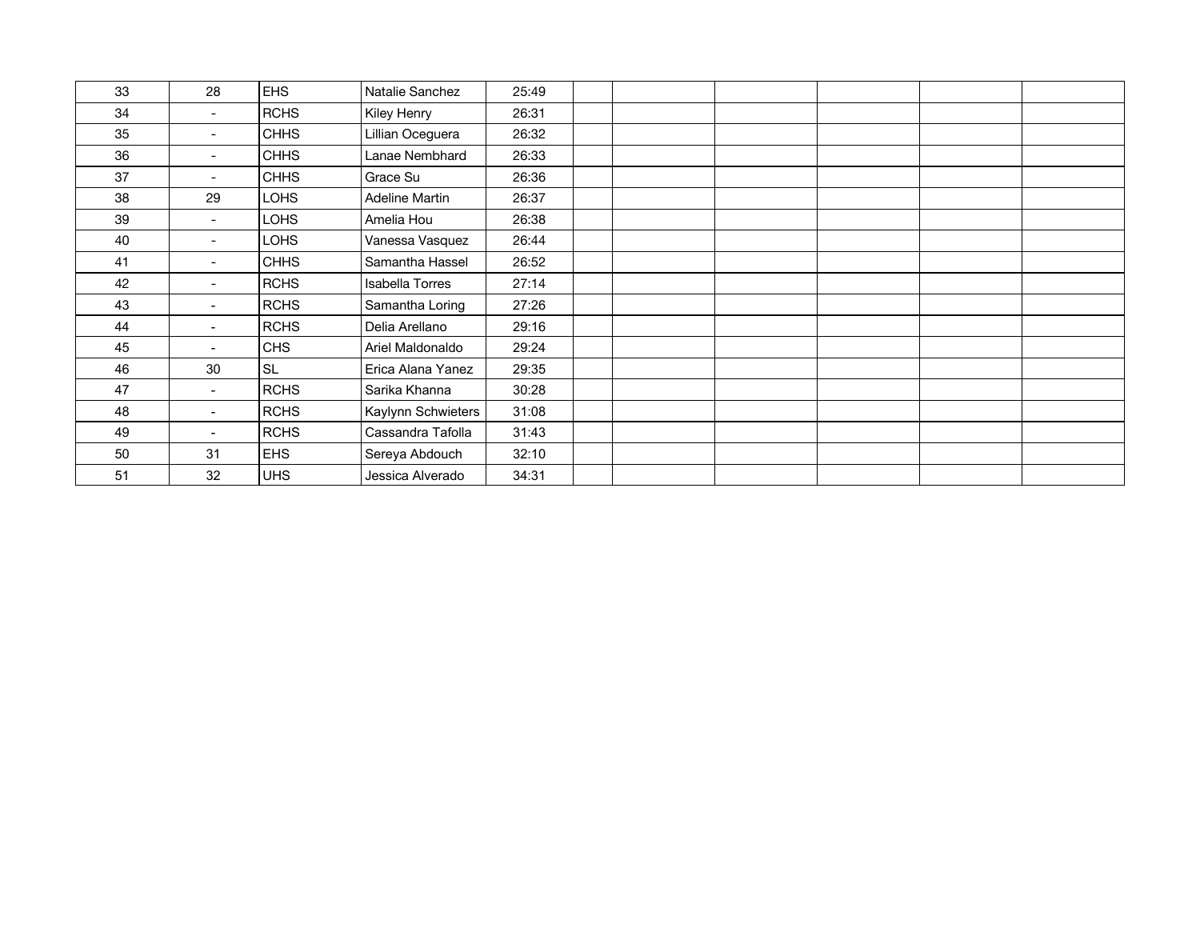| | | | | | | | | | | |
|---|---|---|---|---|---|---|---|---|---|---|
| 33 | 28 | EHS | Natalie Sanchez | 25:49 | | | | | | |
| 34 | - | RCHS | Kiley Henry | 26:31 | | | | | | |
| 35 | - | CHHS | Lillian Oceguera | 26:32 | | | | | | |
| 36 | - | CHHS | Lanae Nembhard | 26:33 | | | | | | |
| 37 | - | CHHS | Grace Su | 26:36 | | | | | | |
| 38 | 29 | LOHS | Adeline Martin | 26:37 | | | | | | |
| 39 | - | LOHS | Amelia Hou | 26:38 | | | | | | |
| 40 | - | LOHS | Vanessa Vasquez | 26:44 | | | | | | |
| 41 | - | CHHS | Samantha Hassel | 26:52 | | | | | | |
| 42 | - | RCHS | Isabella Torres | 27:14 | | | | | | |
| 43 | - | RCHS | Samantha Loring | 27:26 | | | | | | |
| 44 | - | RCHS | Delia Arellano | 29:16 | | | | | | |
| 45 | - | CHS | Ariel Maldonaldo | 29:24 | | | | | | |
| 46 | 30 | SL | Erica Alana Yanez | 29:35 | | | | | | |
| 47 | - | RCHS | Sarika Khanna | 30:28 | | | | | | |
| 48 | - | RCHS | Kaylynn Schwieters | 31:08 | | | | | | |
| 49 | - | RCHS | Cassandra Tafolla | 31:43 | | | | | | |
| 50 | 31 | EHS | Sereya Abdouch | 32:10 | | | | | | |
| 51 | 32 | UHS | Jessica Alverado | 34:31 | | | | | | |